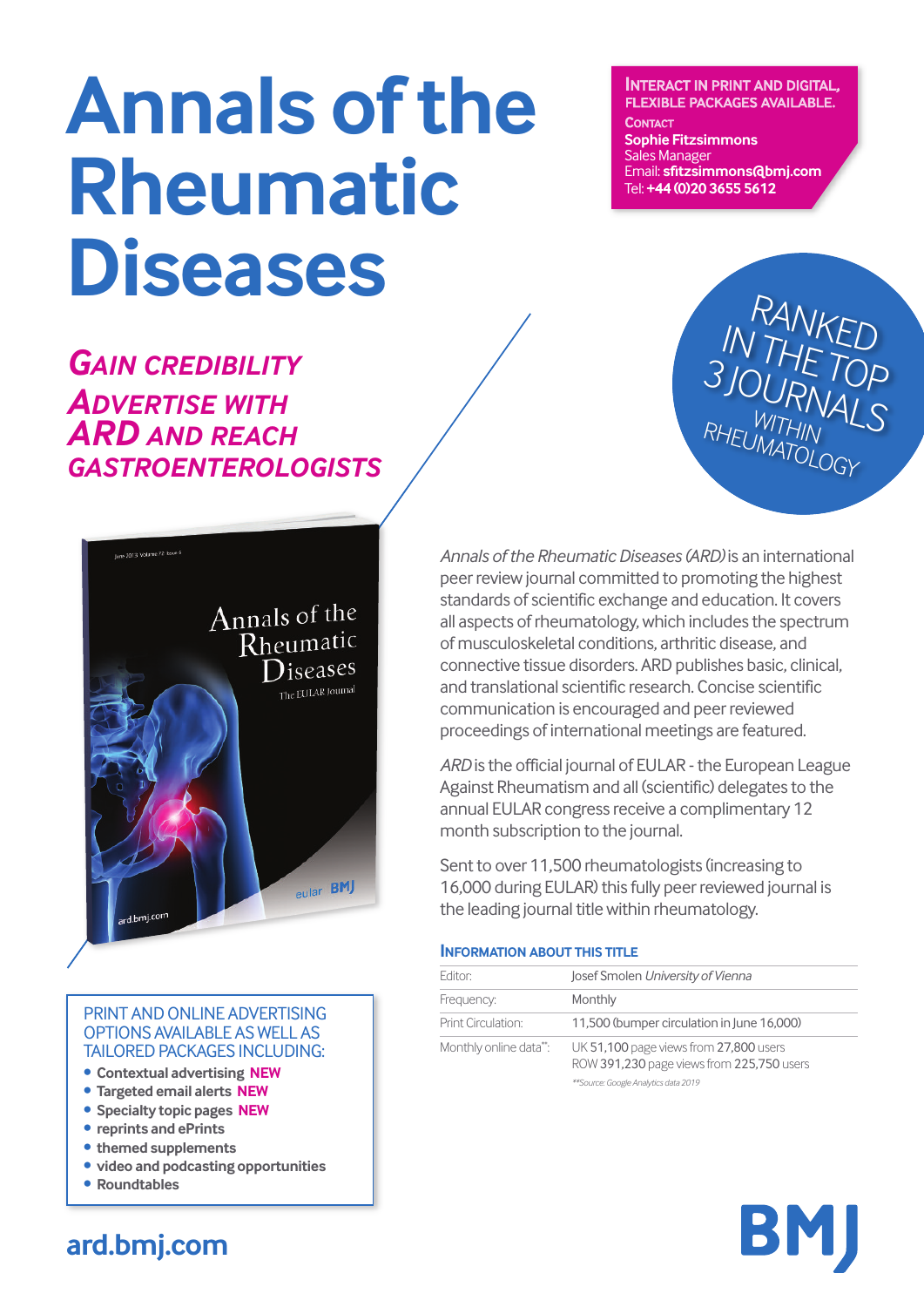# Annals of the Rheumatic Diseases

**INTERACT IN PRINT AND DIGITAL, FLEXIBLE PACKAGES AVAILABLE.**

**CONTACT**
**Sophie Fitzsimmons**
Sales Manager
Email: **sfitzsimmons@bmj.com**
Tel: **+44 (0)20 3655 5612**

## *GAIN CREDIBILITY*
## *ADVERTISE WITH ARD AND REACH GASTROENTEROLOGISTS*

RANKED IN THE TOP 3 JOURNALS WITHIN RHEUMATOLOGY

*Annals of the Rheumatic Diseases (ARD)* is an international peer review journal committed to promoting the highest standards of scientific exchange and education. It covers all aspects of rheumatology, which includes the spectrum of musculoskeletal conditions, arthritic disease, and connective tissue disorders. ARD publishes basic, clinical, and translational scientific research. Concise scientific communication is encouraged and peer reviewed proceedings of international meetings are featured.

*ARD* is the official journal of EULAR - the European League Against Rheumatism and all (scientific) delegates to the annual EULAR congress receive a complimentary 12 month subscription to the journal.

Sent to over 11,500 rheumatologists (increasing to 16,000 during EULAR) this fully peer reviewed journal is the leading journal title within rheumatology.

### INFORMATION ABOUT THIS TITLE

| | |
|---|---|
| Editor: | Josef Smolen *University of Vienna* |
| Frequency: | Monthly |
| Print Circulation: | 11,500 (bumper circulation in June 16,000) |
| Monthly online data**: | UK 51,100 page views from 27,800 users<br>ROW 391,230 page views from 225,750 users |

*\*\*Source: Google Analytics data 2019*

PRINT AND ONLINE ADVERTISING OPTIONS AVAILABLE AS WELL AS TAILORED PACKAGES INCLUDING:

- **Contextual advertising NEW**
- **Targeted email alerts NEW**
- **Specialty topic pages NEW**
- **reprints and ePrints**
- **themed supplements**
- **video and podcasting opportunities**
- **Roundtables**

**ard.bmj.com**

BMJ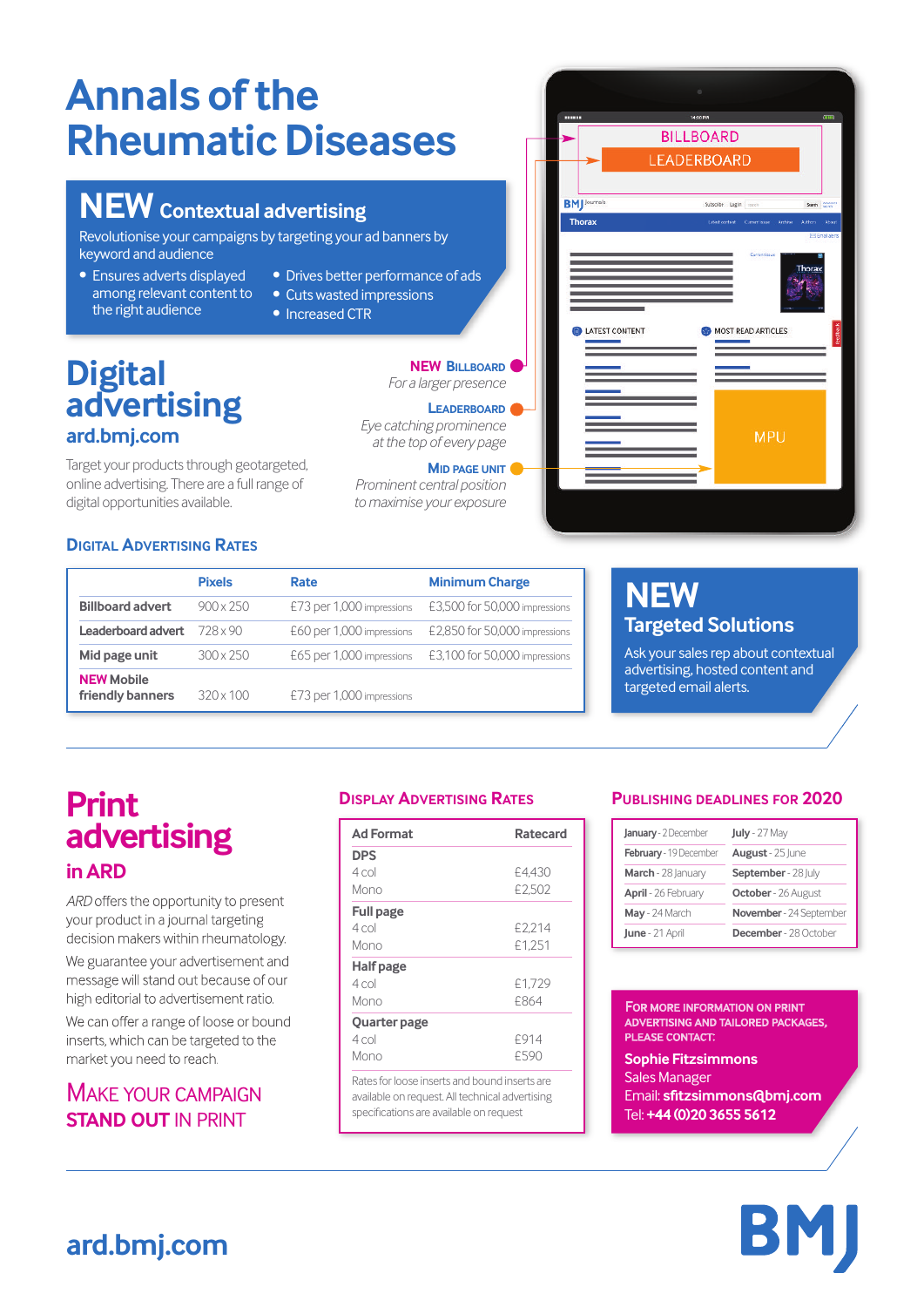# Annals of the Rheumatic Diseases

## NEW Contextual advertising

Revolutionise your campaigns by targeting your ad banners by keyword and audience

- Ensures adverts displayed among relevant content to the right audience
- Drives better performance of ads
- Cuts wasted impressions
- Increased CTR

## Digital advertising

### ard.bmj.com

Target your products through geotargeted, online advertising. There are a full range of digital opportunities available.

**NEW Billboard**
*For a larger presence*

**Leaderboard**
*Eye catching prominence at the top of every page*

**Mid page unit**
*Prominent central position to maximise your exposure*

### Digital Advertising Rates

| | Pixels | Rate | Minimum Charge |
|---|---|---|---|
| **Billboard advert** | 900 x 250 | £73 per 1,000 impressions | £3,500 for 50,000 impressions |
| **Leaderboard advert** | 728 x 90 | £60 per 1,000 impressions | £2,850 for 50,000 impressions |
| **Mid page unit** | 300 x 250 | £65 per 1,000 impressions | £3,100 for 50,000 impressions |
| **NEW Mobile friendly banners** | 320 x 100 | £73 per 1,000 impressions | |

## NEW Targeted Solutions

Ask your sales rep about contextual advertising, hosted content and targeted email alerts.

## Print advertising in ARD

*ARD* offers the opportunity to present your product in a journal targeting decision makers within rheumatology.

We guarantee your advertisement and message will stand out because of our high editorial to advertisement ratio.

We can offer a range of loose or bound inserts, which can be targeted to the market you need to reach.

**MAKE YOUR CAMPAIGN STAND OUT IN PRINT**

### Display Advertising Rates

| Ad Format | Ratecard |
|---|---|
| **DPS** | |
| 4 col | £4,430 |
| Mono | £2,502 |
| **Full page** | |
| 4 col | £2,214 |
| Mono | £1,251 |
| **Half page** | |
| 4 col | £1,729 |
| Mono | £864 |
| **Quarter page** | |
| 4 col | £914 |
| Mono | £590 |

Rates for loose inserts and bound inserts are available on request. All technical advertising specifications are available on request

### Publishing Deadlines for 2020

| | |
|---|---|
| **January** - 2 December | **July** - 27 May |
| **February** - 19 December | **August** - 25 June |
| **March** - 28 January | **September** - 28 July |
| **April** - 26 February | **October** - 26 August |
| **May** - 24 March | **November** - 24 September |
| **June** - 21 April | **December** - 28 October |

**FOR MORE INFORMATION ON PRINT ADVERTISING AND TAILORED PACKAGES, PLEASE CONTACT:**

**Sophie Fitzsimmons**
Sales Manager
Email: **sfitzsimmons@bmj.com**
Tel: **+44 (0)20 3655 5612**

**ard.bmj.com**

BMJ